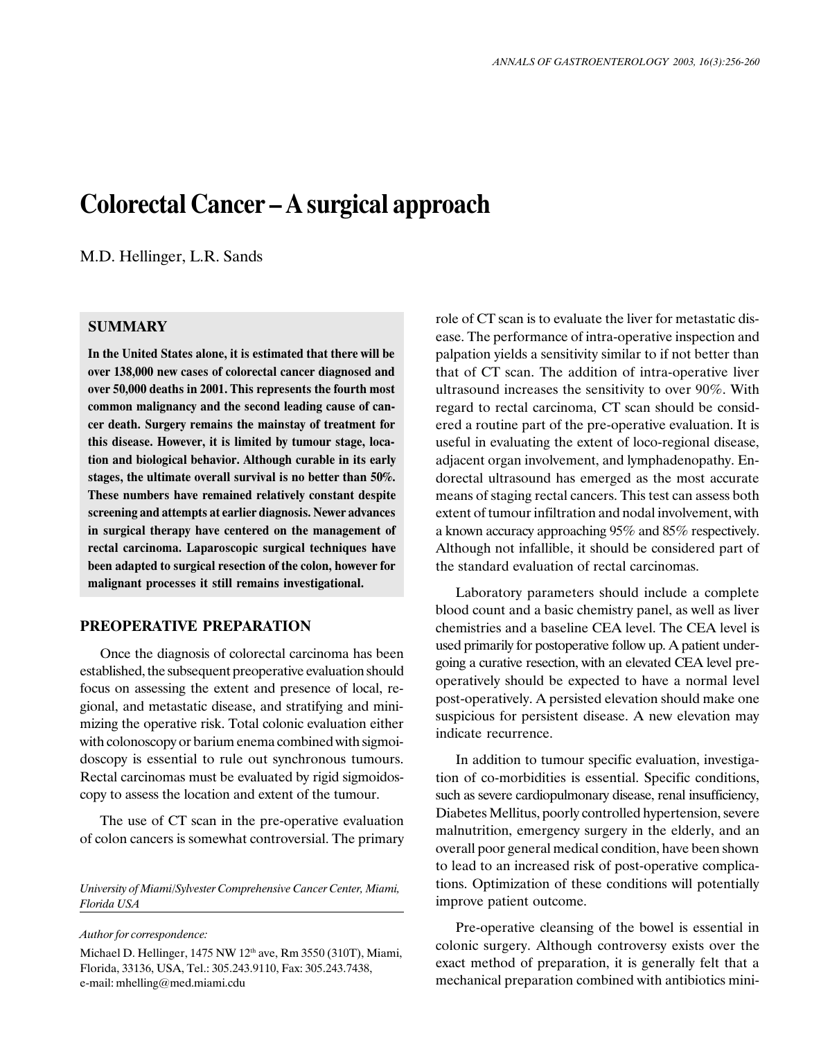# Colorectal Cancer – A surgical approach

M.D. Hellinger, L.R. Sands

## SUMMARY

**In the United States alone, it is estimated that there will be over 138,000 new cases of colorectal cancer diagnosed and over 50,000 deaths in 2001. This represents the fourth most common malignancy and the second leading cause of cancer death. Surgery remains the mainstay of treatment for this disease. However, it is limited by tumour stage, location and biological behavior. Although curable in its early stages, the ultimate overall survival is no better than 50%. These numbers have remained relatively constant despite screening and attempts at earlier diagnosis. Newer advances in surgical therapy have centered on the management of rectal carcinoma. Laparoscopic surgical techniques have been adapted to surgical resection of the colon, however for malignant processes it still remains investigational.**

## PREOPERATIVE PREPARATION

Once the diagnosis of colorectal carcinoma has been established, the subsequent preoperative evaluation should focus on assessing the extent and presence of local, regional, and metastatic disease, and stratifying and minimizing the operative risk. Total colonic evaluation either with colonoscopy or barium enema combined with sigmoidoscopy is essential to rule out synchronous tumours. Rectal carcinomas must be evaluated by rigid sigmoidoscopy to assess the location and extent of the tumour.

The use of CT scan in the pre-operative evaluation of colon cancers is somewhat controversial. The primary role of CT scan is to evaluate the liver for metastatic disease. The performance of intra-operative inspection and palpation yields a sensitivity similar to if not better than that of CT scan. The addition of intra-operative liver ultrasound increases the sensitivity to over 90%. With regard to rectal carcinoma, CT scan should be considered a routine part of the pre-operative evaluation. It is useful in evaluating the extent of loco-regional disease, adjacent organ involvement, and lymphadenopathy. Endorectal ultrasound has emerged as the most accurate means of staging rectal cancers. This test can assess both extent of tumour infiltration and nodal involvement, with a known accuracy approaching 95% and 85% respectively. Although not infallible, it should be considered part of the standard evaluation of rectal carcinomas.

Laboratory parameters should include a complete blood count and a basic chemistry panel, as well as liver chemistries and a baseline CEA level. The CEA level is used primarily for postoperative follow up. A patient undergoing a curative resection, with an elevated CEA level preoperatively should be expected to have a normal level post-operatively. A persisted elevation should make one suspicious for persistent disease. A new elevation may indicate recurrence.

In addition to tumour specific evaluation, investigation of co-morbidities is essential. Specific conditions, such as severe cardiopulmonary disease, renal insufficiency, Diabetes Mellitus, poorly controlled hypertension, severe malnutrition, emergency surgery in the elderly, and an overall poor general medical condition, have been shown to lead to an increased risk of post-operative complications. Optimization of these conditions will potentially improve patient outcome.

Pre-operative cleansing of the bowel is essential in colonic surgery. Although controversy exists over the exact method of preparation, it is generally felt that a mechanical preparation combined with antibiotics mini-

*University of Miami/Sylvester Comprehensive Cancer Center, Miami, Florida USA*

*Author for correspondence:*

Michael D. Hellinger, 1475 NW 12th ave, Rm 3550 (310T), Miami, Florida, 33136, USA, Tel.: 305.243.9110, Fax: 305.243.7438, e-mail: mhelling@med.miami.cdu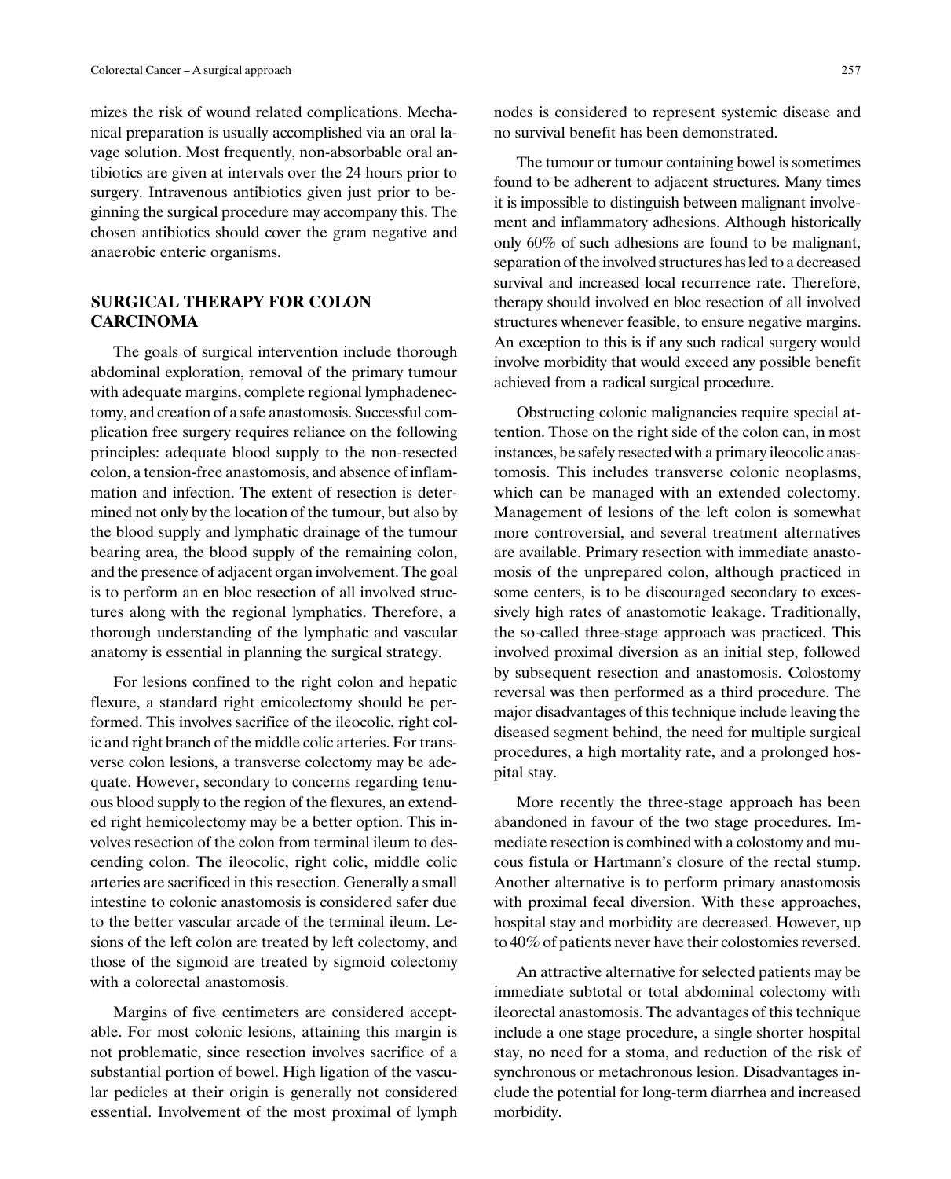mizes the risk of wound related complications. Mechanical preparation is usually accomplished via an oral lavage solution. Most frequently, non-absorbable oral antibiotics are given at intervals over the 24 hours prior to surgery. Intravenous antibiotics given just prior to beginning the surgical procedure may accompany this. The chosen antibiotics should cover the gram negative and anaerobic enteric organisms.

## SURGICAL THERAPY FOR COLON CARCINOMA

The goals of surgical intervention include thorough abdominal exploration, removal of the primary tumour with adequate margins, complete regional lymphadenectomy, and creation of a safe anastomosis. Successful complication free surgery requires reliance on the following principles: adequate blood supply to the non-resected colon, a tension-free anastomosis, and absence of inflammation and infection. The extent of resection is determined not only by the location of the tumour, but also by the blood supply and lymphatic drainage of the tumour bearing area, the blood supply of the remaining colon, and the presence of adjacent organ involvement. The goal is to perform an en bloc resection of all involved structures along with the regional lymphatics. Therefore, a thorough understanding of the lymphatic and vascular anatomy is essential in planning the surgical strategy.

For lesions confined to the right colon and hepatic flexure, a standard right emicolectomy should be performed. This involves sacrifice of the ileocolic, right colic and right branch of the middle colic arteries. For transverse colon lesions, a transverse colectomy may be adequate. However, secondary to concerns regarding tenuous blood supply to the region of the flexures, an extended right hemicolectomy may be a better option. This involves resection of the colon from terminal ileum to descending colon. The ileocolic, right colic, middle colic arteries are sacrificed in this resection. Generally a small intestine to colonic anastomosis is considered safer due to the better vascular arcade of the terminal ileum. Lesions of the left colon are treated by left colectomy, and those of the sigmoid are treated by sigmoid colectomy with a colorectal anastomosis.

Margins of five centimeters are considered acceptable. For most colonic lesions, attaining this margin is not problematic, since resection involves sacrifice of a substantial portion of bowel. High ligation of the vascular pedicles at their origin is generally not considered essential. Involvement of the most proximal of lymph nodes is considered to represent systemic disease and no survival benefit has been demonstrated.

The tumour or tumour containing bowel is sometimes found to be adherent to adjacent structures. Many times it is impossible to distinguish between malignant involvement and inflammatory adhesions. Although historically only 60% of such adhesions are found to be malignant, separation of the involved structures has led to a decreased survival and increased local recurrence rate. Therefore, therapy should involved en bloc resection of all involved structures whenever feasible, to ensure negative margins. An exception to this is if any such radical surgery would involve morbidity that would exceed any possible benefit achieved from a radical surgical procedure.

Obstructing colonic malignancies require special attention. Those on the right side of the colon can, in most instances, be safely resected with a primary ileocolic anastomosis. This includes transverse colonic neoplasms, which can be managed with an extended colectomy. Management of lesions of the left colon is somewhat more controversial, and several treatment alternatives are available. Primary resection with immediate anastomosis of the unprepared colon, although practiced in some centers, is to be discouraged secondary to excessively high rates of anastomotic leakage. Traditionally, the so-called three-stage approach was practiced. This involved proximal diversion as an initial step, followed by subsequent resection and anastomosis. Colostomy reversal was then performed as a third procedure. The major disadvantages of this technique include leaving the diseased segment behind, the need for multiple surgical procedures, a high mortality rate, and a prolonged hospital stay.

More recently the three-stage approach has been abandoned in favour of the two stage procedures. Immediate resection is combined with a colostomy and mucous fistula or Hartmann's closure of the rectal stump. Another alternative is to perform primary anastomosis with proximal fecal diversion. With these approaches, hospital stay and morbidity are decreased. However, up to 40% of patients never have their colostomies reversed.

An attractive alternative for selected patients may be immediate subtotal or total abdominal colectomy with ileorectal anastomosis. The advantages of this technique include a one stage procedure, a single shorter hospital stay, no need for a stoma, and reduction of the risk of synchronous or metachronous lesion. Disadvantages include the potential for long-term diarrhea and increased morbidity.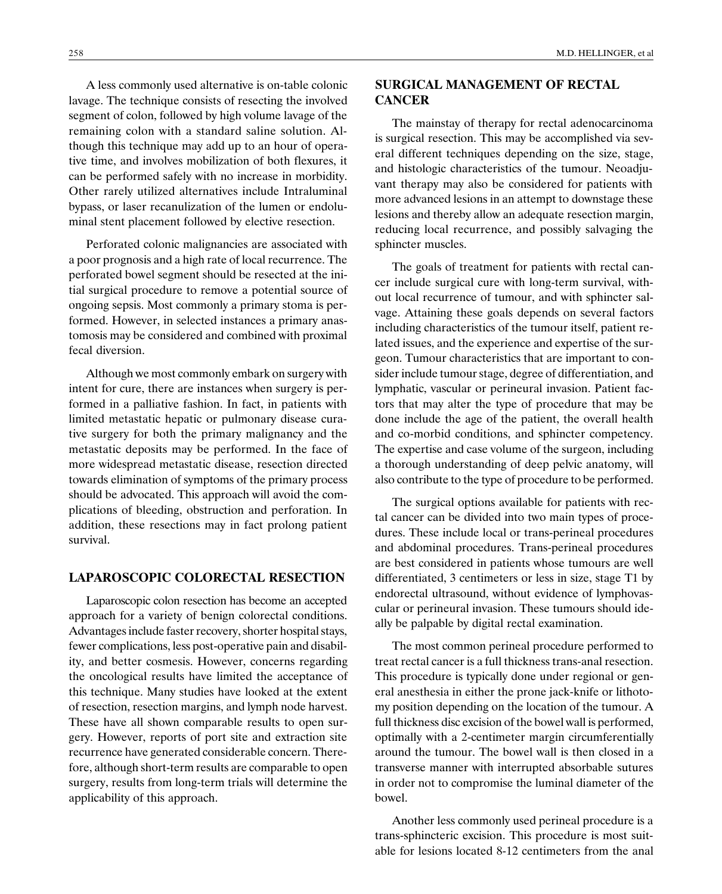A less commonly used alternative is on-table colonic lavage. The technique consists of resecting the involved segment of colon, followed by high volume lavage of the remaining colon with a standard saline solution. Although this technique may add up to an hour of operative time, and involves mobilization of both flexures, it can be performed safely with no increase in morbidity. Other rarely utilized alternatives include Intraluminal bypass, or laser recanulization of the lumen or endoluminal stent placement followed by elective resection.

Perforated colonic malignancies are associated with a poor prognosis and a high rate of local recurrence. The perforated bowel segment should be resected at the initial surgical procedure to remove a potential source of ongoing sepsis. Most commonly a primary stoma is performed. However, in selected instances a primary anastomosis may be considered and combined with proximal fecal diversion.

Although we most commonly embark on surgery with intent for cure, there are instances when surgery is performed in a palliative fashion. In fact, in patients with limited metastatic hepatic or pulmonary disease curative surgery for both the primary malignancy and the metastatic deposits may be performed. In the face of more widespread metastatic disease, resection directed towards elimination of symptoms of the primary process should be advocated. This approach will avoid the complications of bleeding, obstruction and perforation. In addition, these resections may in fact prolong patient survival.

## LAPAROSCOPIC COLORECTAL RESECTION

Laparoscopic colon resection has become an accepted approach for a variety of benign colorectal conditions. Advantages include faster recovery, shorter hospital stays, fewer complications, less post-operative pain and disability, and better cosmesis. However, concerns regarding the oncological results have limited the acceptance of this technique. Many studies have looked at the extent of resection, resection margins, and lymph node harvest. These have all shown comparable results to open surgery. However, reports of port site and extraction site recurrence have generated considerable concern. Therefore, although short-term results are comparable to open surgery, results from long-term trials will determine the applicability of this approach.

## SURGICAL MANAGEMENT OF RECTAL CANCER

The mainstay of therapy for rectal adenocarcinoma is surgical resection. This may be accomplished via several different techniques depending on the size, stage, and histologic characteristics of the tumour. Neoadjuvant therapy may also be considered for patients with more advanced lesions in an attempt to downstage these lesions and thereby allow an adequate resection margin, reducing local recurrence, and possibly salvaging the sphincter muscles.

The goals of treatment for patients with rectal cancer include surgical cure with long-term survival, without local recurrence of tumour, and with sphincter salvage. Attaining these goals depends on several factors including characteristics of the tumour itself, patient related issues, and the experience and expertise of the surgeon. Tumour characteristics that are important to consider include tumour stage, degree of differentiation, and lymphatic, vascular or perineural invasion. Patient factors that may alter the type of procedure that may be done include the age of the patient, the overall health and co-morbid conditions, and sphincter competency. The expertise and case volume of the surgeon, including a thorough understanding of deep pelvic anatomy, will also contribute to the type of procedure to be performed.

The surgical options available for patients with rectal cancer can be divided into two main types of procedures. These include local or trans-perineal procedures and abdominal procedures. Trans-perineal procedures are best considered in patients whose tumours are well differentiated, 3 centimeters or less in size, stage T1 by endorectal ultrasound, without evidence of lymphovascular or perineural invasion. These tumours should ideally be palpable by digital rectal examination.

The most common perineal procedure performed to treat rectal cancer is a full thickness trans-anal resection. This procedure is typically done under regional or general anesthesia in either the prone jack-knife or lithotomy position depending on the location of the tumour. A full thickness disc excision of the bowel wall is performed, optimally with a 2-centimeter margin circumferentially around the tumour. The bowel wall is then closed in a transverse manner with interrupted absorbable sutures in order not to compromise the luminal diameter of the bowel.

Another less commonly used perineal procedure is a trans-sphincteric excision. This procedure is most suitable for lesions located 8-12 centimeters from the anal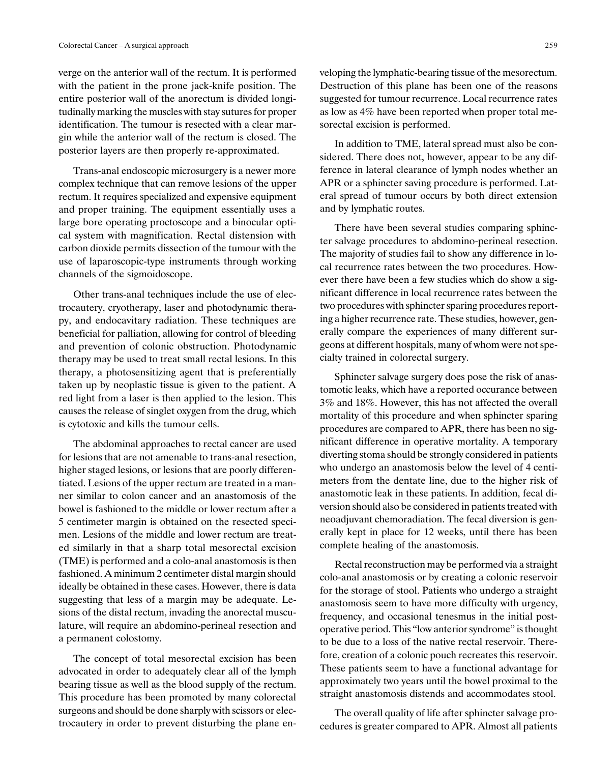verge on the anterior wall of the rectum. It is performed with the patient in the prone jack-knife position. The entire posterior wall of the anorectum is divided longitudinally marking the muscles with stay sutures for proper identification. The tumour is resected with a clear margin while the anterior wall of the rectum is closed. The posterior layers are then properly re-approximated.

Trans-anal endoscopic microsurgery is a newer more complex technique that can remove lesions of the upper rectum. It requires specialized and expensive equipment and proper training. The equipment essentially uses a large bore operating proctoscope and a binocular optical system with magnification. Rectal distension with carbon dioxide permits dissection of the tumour with the use of laparoscopic-type instruments through working channels of the sigmoidoscope.

Other trans-anal techniques include the use of electrocautery, cryotherapy, laser and photodynamic therapy, and endocavitary radiation. These techniques are beneficial for palliation, allowing for control of bleeding and prevention of colonic obstruction. Photodynamic therapy may be used to treat small rectal lesions. In this therapy, a photosensitizing agent that is preferentially taken up by neoplastic tissue is given to the patient. A red light from a laser is then applied to the lesion. This causes the release of singlet oxygen from the drug, which is cytotoxic and kills the tumour cells.

The abdominal approaches to rectal cancer are used for lesions that are not amenable to trans-anal resection, higher staged lesions, or lesions that are poorly differentiated. Lesions of the upper rectum are treated in a manner similar to colon cancer and an anastomosis of the bowel is fashioned to the middle or lower rectum after a 5 centimeter margin is obtained on the resected specimen. Lesions of the middle and lower rectum are treated similarly in that a sharp total mesorectal excision (TME) is performed and a colo-anal anastomosis is then fashioned. A minimum 2 centimeter distal margin should ideally be obtained in these cases. However, there is data suggesting that less of a margin may be adequate. Lesions of the distal rectum, invading the anorectal musculature, will require an abdomino-perineal resection and a permanent colostomy.

The concept of total mesorectal excision has been advocated in order to adequately clear all of the lymph bearing tissue as well as the blood supply of the rectum. This procedure has been promoted by many colorectal surgeons and should be done sharply with scissors or electrocautery in order to prevent disturbing the plane enveloping the lymphatic-bearing tissue of the mesorectum. Destruction of this plane has been one of the reasons suggested for tumour recurrence. Local recurrence rates as low as 4% have been reported when proper total mesorectal excision is performed.

In addition to TME, lateral spread must also be considered. There does not, however, appear to be any difference in lateral clearance of lymph nodes whether an APR or a sphincter saving procedure is performed. Lateral spread of tumour occurs by both direct extension and by lymphatic routes.

There have been several studies comparing sphincter salvage procedures to abdomino-perineal resection. The majority of studies fail to show any difference in local recurrence rates between the two procedures. However there have been a few studies which do show a significant difference in local recurrence rates between the two procedures with sphincter sparing procedures reporting a higher recurrence rate. These studies, however, generally compare the experiences of many different surgeons at different hospitals, many of whom were not specialty trained in colorectal surgery.

Sphincter salvage surgery does pose the risk of anastomotic leaks, which have a reported occurance between 3% and 18%. However, this has not affected the overall mortality of this procedure and when sphincter sparing procedures are compared to APR, there has been no significant difference in operative mortality. A temporary diverting stoma should be strongly considered in patients who undergo an anastomosis below the level of 4 centimeters from the dentate line, due to the higher risk of anastomotic leak in these patients. In addition, fecal diversion should also be considered in patients treated with neoadjuvant chemoradiation. The fecal diversion is generally kept in place for 12 weeks, until there has been complete healing of the anastomosis.

Rectal reconstruction may be performed via a straight colo-anal anastomosis or by creating a colonic reservoir for the storage of stool. Patients who undergo a straight anastomosis seem to have more difficulty with urgency, frequency, and occasional tenesmus in the initial post-operative period. This "low anterior syndrome" is thought to be due to a loss of the native rectal reservoir. Therefore, creation of a colonic pouch recreates this reservoir. These patients seem to have a functional advantage for approximately two years until the bowel proximal to the straight anastomosis distends and accommodates stool.

The overall quality of life after sphincter salvage procedures is greater compared to APR. Almost all patients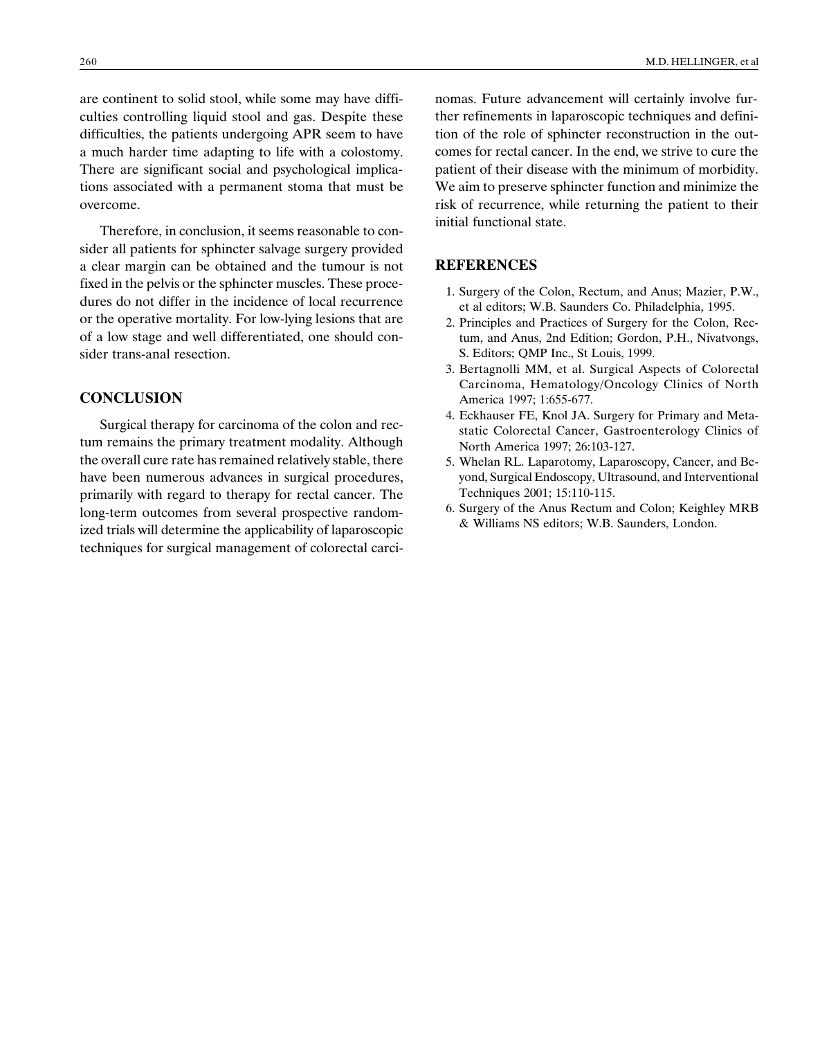are continent to solid stool, while some may have difficulties controlling liquid stool and gas. Despite these difficulties, the patients undergoing APR seem to have a much harder time adapting to life with a colostomy. There are significant social and psychological implications associated with a permanent stoma that must be overcome.

Therefore, in conclusion, it seems reasonable to consider all patients for sphincter salvage surgery provided a clear margin can be obtained and the tumour is not fixed in the pelvis or the sphincter muscles. These procedures do not differ in the incidence of local recurrence or the operative mortality. For low-lying lesions that are of a low stage and well differentiated, one should consider trans-anal resection.

## CONCLUSION

Surgical therapy for carcinoma of the colon and rectum remains the primary treatment modality. Although the overall cure rate has remained relatively stable, there have been numerous advances in surgical procedures, primarily with regard to therapy for rectal cancer. The long-term outcomes from several prospective randomized trials will determine the applicability of laparoscopic techniques for surgical management of colorectal carcinomas. Future advancement will certainly involve further refinements in laparoscopic techniques and definition of the role of sphincter reconstruction in the outcomes for rectal cancer. In the end, we strive to cure the patient of their disease with the minimum of morbidity. We aim to preserve sphincter function and minimize the risk of recurrence, while returning the patient to their initial functional state.

## REFERENCES

1. Surgery of the Colon, Rectum, and Anus; Mazier, P.W., et al editors; W.B. Saunders Co. Philadelphia, 1995.
2. Principles and Practices of Surgery for the Colon, Rectum, and Anus, 2nd Edition; Gordon, P.H., Nivatvongs, S. Editors; QMP Inc., St Louis, 1999.
3. Bertagnolli MM, et al. Surgical Aspects of Colorectal Carcinoma, Hematology/Oncology Clinics of North America 1997; 1:655-677.
4. Eckhauser FE, Knol JA. Surgery for Primary and Metastatic Colorectal Cancer, Gastroenterology Clinics of North America 1997; 26:103-127.
5. Whelan RL. Laparotomy, Laparoscopy, Cancer, and Beyond, Surgical Endoscopy, Ultrasound, and Interventional Techniques 2001; 15:110-115.
6. Surgery of the Anus Rectum and Colon; Keighley MRB & Williams NS editors; W.B. Saunders, London.